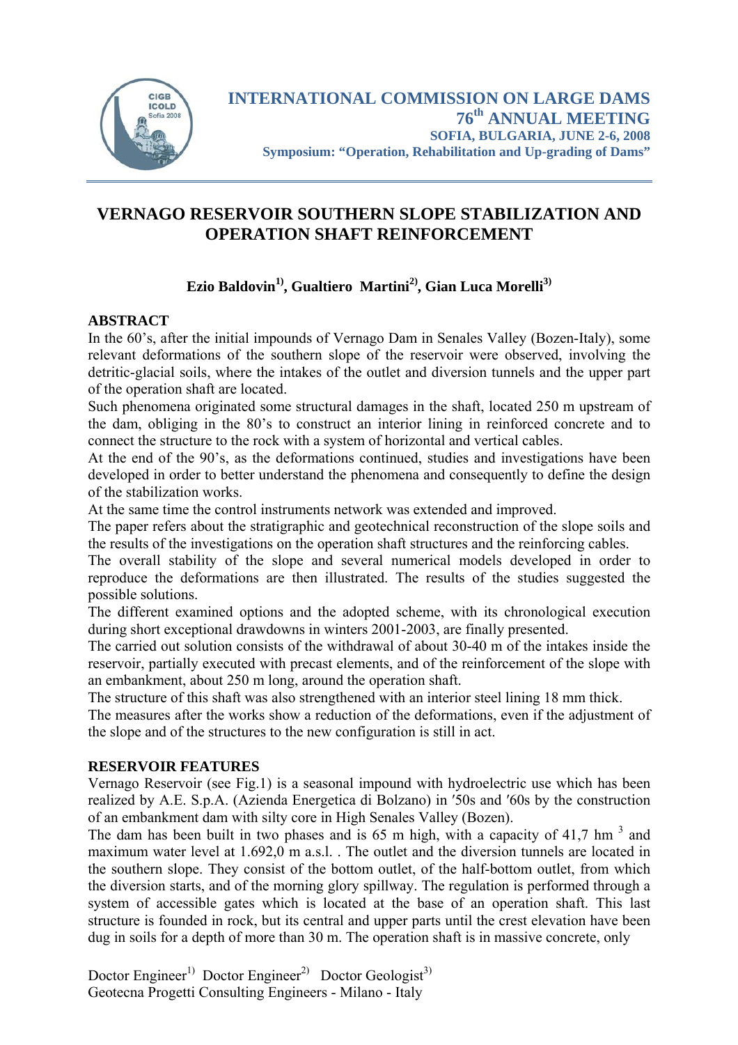# INTERNATIONAL COMMISSION ON LARGE DAMS
## 76th ANNUAL MEETING
### SOFIA, BULGARIA, JUNE 2-6, 2008
**Symposium: "Operation, Rehabilitation and Up-grading of Dams"**

# VERNAGO RESERVOIR SOUTHERN SLOPE STABILIZATION AND OPERATION SHAFT REINFORCEMENT

**Ezio Baldovin[1], Gualtiero Martini[2], Gian Luca Morelli[3]**

## ABSTRACT

In the 60's, after the initial impounds of Vernago Dam in Senales Valley (Bozen-Italy), some relevant deformations of the southern slope of the reservoir were observed, involving the detritic-glacial soils, where the intakes of the outlet and diversion tunnels and the upper part of the operation shaft are located.

Such phenomena originated some structural damages in the shaft, located 250 m upstream of the dam, obliging in the 80's to construct an interior lining in reinforced concrete and to connect the structure to the rock with a system of horizontal and vertical cables.

At the end of the 90's, as the deformations continued, studies and investigations have been developed in order to better understand the phenomena and consequently to define the design of the stabilization works.

At the same time the control instruments network was extended and improved.

The paper refers about the stratigraphic and geotechnical reconstruction of the slope soils and the results of the investigations on the operation shaft structures and the reinforcing cables.

The overall stability of the slope and several numerical models developed in order to reproduce the deformations are then illustrated. The results of the studies suggested the possible solutions.

The different examined options and the adopted scheme, with its chronological execution during short exceptional drawdowns in winters 2001-2003, are finally presented.

The carried out solution consists of the withdrawal of about 30-40 m of the intakes inside the reservoir, partially executed with precast elements, and of the reinforcement of the slope with an embankment, about 250 m long, around the operation shaft.

The structure of this shaft was also strengthened with an interior steel lining 18 mm thick.

The measures after the works show a reduction of the deformations, even if the adjustment of the slope and of the structures to the new configuration is still in act.

## RESERVOIR FEATURES

Vernago Reservoir (see Fig.1) is a seasonal impound with hydroelectric use which has been realized by A.E. S.p.A. (Azienda Energetica di Bolzano) in ′50s and ′60s by the construction of an embankment dam with silty core in High Senales Valley (Bozen).

The dam has been built in two phases and is 65 m high, with a capacity of 41,7 hm $^{3}$ and maximum water level at 1.692,0 m a.s.l. . The outlet and the diversion tunnels are located in the southern slope. They consist of the bottom outlet, of the half-bottom outlet, from which the diversion starts, and of the morning glory spillway. The regulation is performed through a system of accessible gates which is located at the base of an operation shaft. This last structure is founded in rock, but its central and upper parts until the crest elevation have been dug in soils for a depth of more than 30 m. The operation shaft is in massive concrete, only

Doctor Engineer[1) ] Doctor Engineer[2)] Doctor Geologist[3)]
Geotecna Progetti Consulting Engineers - Milano - Italy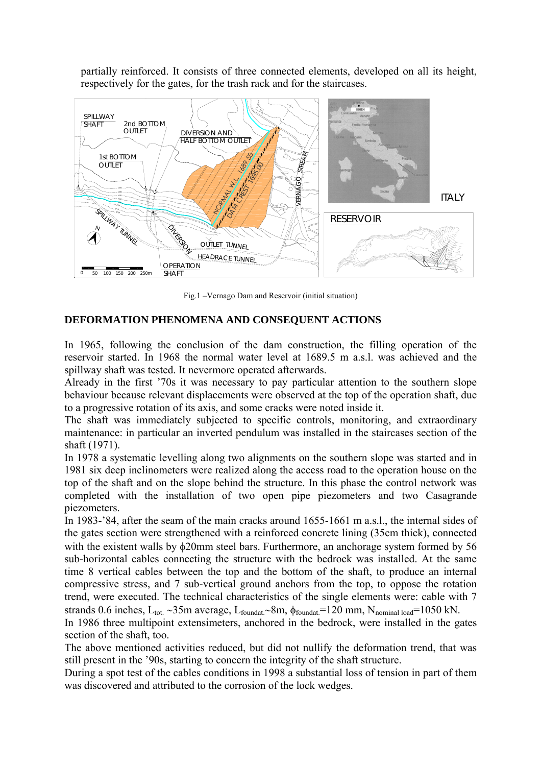partially reinforced. It consists of three connected elements, developed on all its height, respectively for the gates, for the trash rack and for the staircases.

Fig.1 –Vernago Dam and Reservoir (initial situation)

## DEFORMATION PHENOMENA AND CONSEQUENT ACTIONS

In 1965, following the conclusion of the dam construction, the filling operation of the reservoir started. In 1968 the normal water level at 1689.5 m a.s.l. was achieved and the spillway shaft was tested. It nevermore operated afterwards.

Already in the first ’70s it was necessary to pay particular attention to the southern slope behaviour because relevant displacements were observed at the top of the operation shaft, due to a progressive rotation of its axis, and some cracks were noted inside it.

The shaft was immediately subjected to specific controls, monitoring, and extraordinary maintenance: in particular an inverted pendulum was installed in the staircases section of the shaft (1971).

In 1978 a systematic levelling along two alignments on the southern slope was started and in 1981 six deep inclinometers were realized along the access road to the operation house on the top of the shaft and on the slope behind the structure. In this phase the control network was completed with the installation of two open pipe piezometers and two Casagrande piezometers.

In 1983-’84, after the seam of the main cracks around 1655-1661 m a.s.l., the internal sides of the gates section were strengthened with a reinforced concrete lining (35cm thick), connected with the existent walls by $\phi$20mm steel bars. Furthermore, an anchorage system formed by 56 sub-horizontal cables connecting the structure with the bedrock was installed. At the same time 8 vertical cables between the top and the bottom of the shaft, to produce an internal compressive stress, and 7 sub-vertical ground anchors from the top, to oppose the rotation trend, were executed. The technical characteristics of the single elements were: cable with 7 strands 0.6 inches, $L_{tot.}$ ~35m average, $L_{foundat.}$~8m, $\phi_{foundat.}$=120 mm, $N_{nominal\ load}$=1050 kN.

In 1986 three multipoint extensimeters, anchored in the bedrock, were installed in the gates section of the shaft, too.

The above mentioned activities reduced, but did not nullify the deformation trend, that was still present in the ’90s, starting to concern the integrity of the shaft structure.

During a spot test of the cables conditions in 1998 a substantial loss of tension in part of them was discovered and attributed to the corrosion of the lock wedges.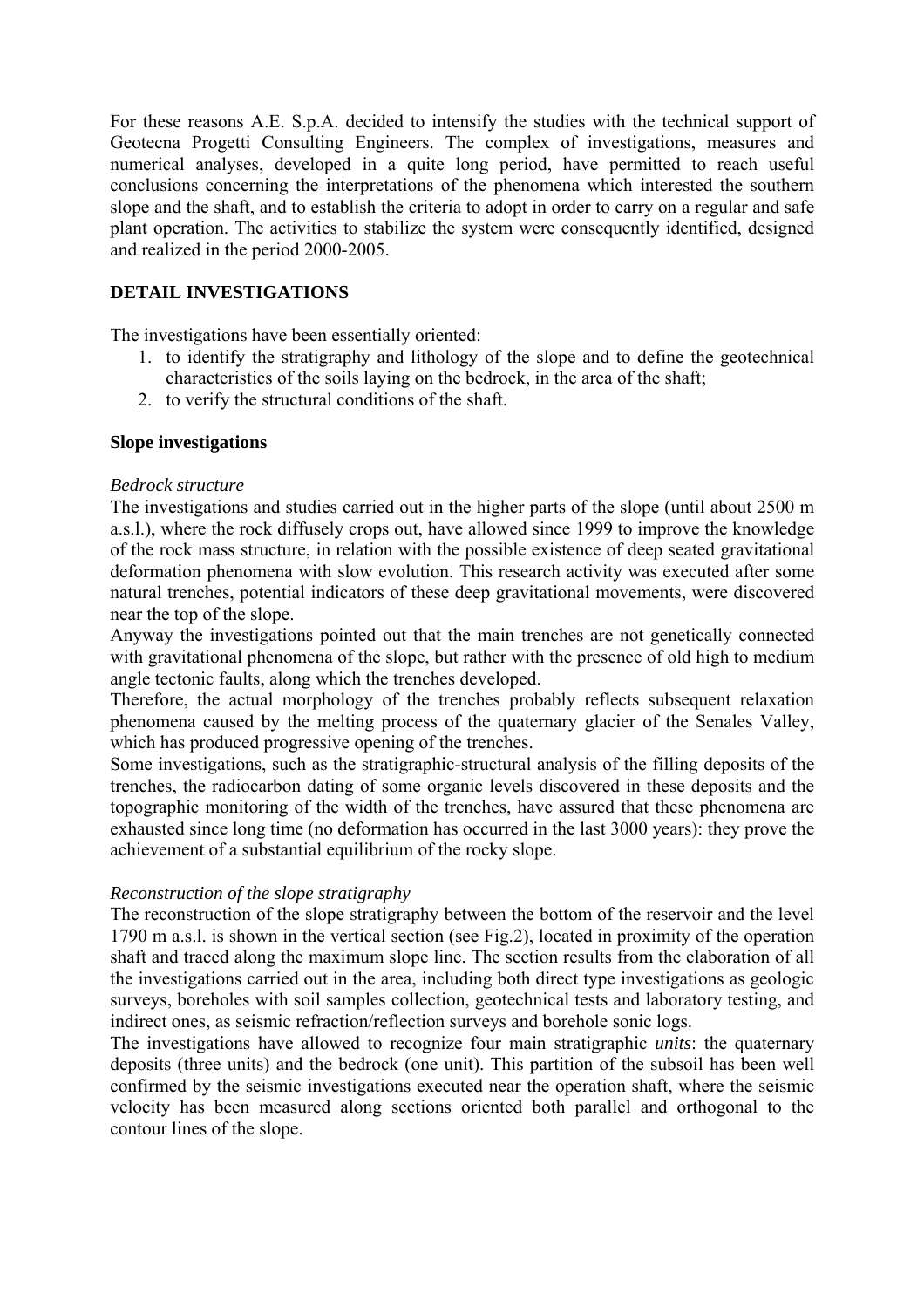For these reasons A.E. S.p.A. decided to intensify the studies with the technical support of Geotecna Progetti Consulting Engineers. The complex of investigations, measures and numerical analyses, developed in a quite long period, have permitted to reach useful conclusions concerning the interpretations of the phenomena which interested the southern slope and the shaft, and to establish the criteria to adopt in order to carry on a regular and safe plant operation. The activities to stabilize the system were consequently identified, designed and realized in the period 2000-2005.

## DETAIL INVESTIGATIONS

The investigations have been essentially oriented:

1. to identify the stratigraphy and lithology of the slope and to define the geotechnical characteristics of the soils laying on the bedrock, in the area of the shaft;
2. to verify the structural conditions of the shaft.

### Slope investigations

*Bedrock structure*

The investigations and studies carried out in the higher parts of the slope (until about 2500 m a.s.l.), where the rock diffusely crops out, have allowed since 1999 to improve the knowledge of the rock mass structure, in relation with the possible existence of deep seated gravitational deformation phenomena with slow evolution. This research activity was executed after some natural trenches, potential indicators of these deep gravitational movements, were discovered near the top of the slope.

Anyway the investigations pointed out that the main trenches are not genetically connected with gravitational phenomena of the slope, but rather with the presence of old high to medium angle tectonic faults, along which the trenches developed.

Therefore, the actual morphology of the trenches probably reflects subsequent relaxation phenomena caused by the melting process of the quaternary glacier of the Senales Valley, which has produced progressive opening of the trenches.

Some investigations, such as the stratigraphic-structural analysis of the filling deposits of the trenches, the radiocarbon dating of some organic levels discovered in these deposits and the topographic monitoring of the width of the trenches, have assured that these phenomena are exhausted since long time (no deformation has occurred in the last 3000 years): they prove the achievement of a substantial equilibrium of the rocky slope.

*Reconstruction of the slope stratigraphy*

The reconstruction of the slope stratigraphy between the bottom of the reservoir and the level 1790 m a.s.l. is shown in the vertical section (see Fig.2), located in proximity of the operation shaft and traced along the maximum slope line. The section results from the elaboration of all the investigations carried out in the area, including both direct type investigations as geologic surveys, boreholes with soil samples collection, geotechnical tests and laboratory testing, and indirect ones, as seismic refraction/reflection surveys and borehole sonic logs.

The investigations have allowed to recognize four main stratigraphic *units*: the quaternary deposits (three units) and the bedrock (one unit). This partition of the subsoil has been well confirmed by the seismic investigations executed near the operation shaft, where the seismic velocity has been measured along sections oriented both parallel and orthogonal to the contour lines of the slope.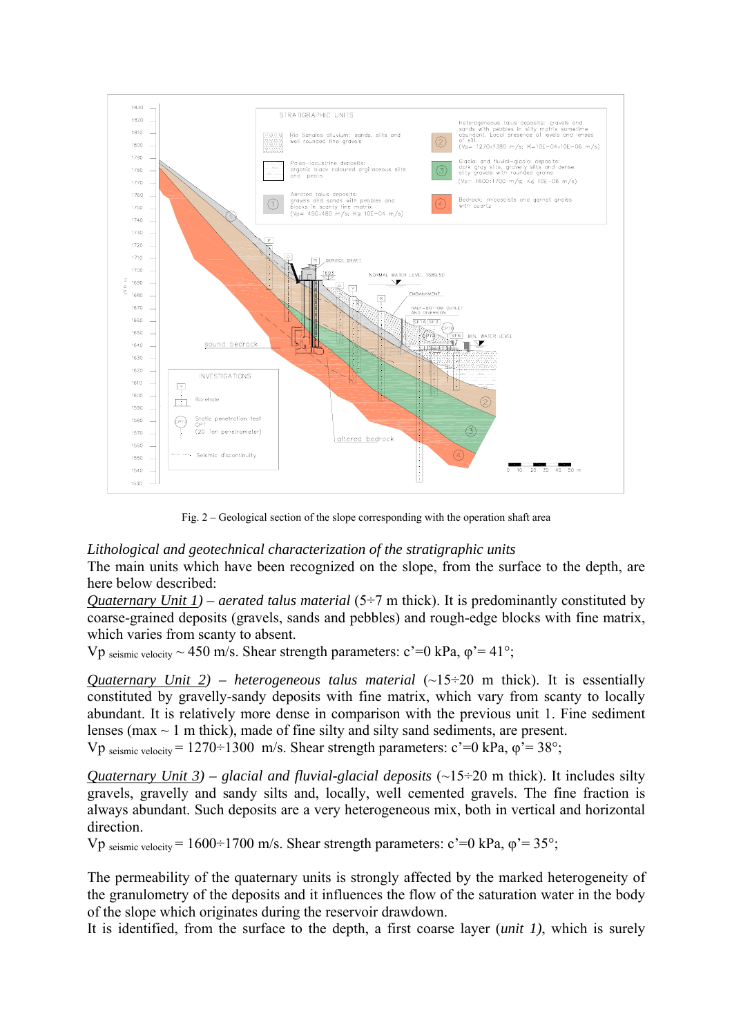Fig. 2 – Geological section of the slope corresponding with the operation shaft area

*Lithological and geotechnical characterization of the stratigraphic units*

The main units which have been recognized on the slope, from the surface to the depth, are here below described:

*<u>Quaternary Unit 1</u>) – aerated talus material* (5÷7 m thick). It is predominantly constituted by coarse-grained deposits (gravels, sands and pebbles) and rough-edge blocks with fine matrix, which varies from scanty to absent.

$V_{p\ \text{seismic velocity}} \sim 450$ m/s. Shear strength parameters: c'=0 kPa, φ'= 41°;

*<u>Quaternary Unit 2</u>) – heterogeneous talus material* (~15÷20 m thick). It is essentially constituted by gravelly-sandy deposits with fine matrix, which vary from scanty to locally abundant. It is relatively more dense in comparison with the previous unit 1. Fine sediment lenses (max ~ 1 m thick), made of fine silty and silty sand sediments, are present.

$V_{p\ \text{seismic velocity}} = 1270÷1300$ m/s. Shear strength parameters: c'=0 kPa, φ'= 38°;

*<u>Quaternary Unit 3</u>) – glacial and fluvial-glacial deposits* (~15÷20 m thick). It includes silty gravels, gravelly and sandy silts and, locally, well cemented gravels. The fine fraction is always abundant. Such deposits are a very heterogeneous mix, both in vertical and horizontal direction.

$V_{p\ \text{seismic velocity}} = 1600÷1700$ m/s. Shear strength parameters: c'=0 kPa, φ'= 35°;

The permeability of the quaternary units is strongly affected by the marked heterogeneity of the granulometry of the deposits and it influences the flow of the saturation water in the body of the slope which originates during the reservoir drawdown.

It is identified, from the surface to the depth, a first coarse layer (*unit 1*), which is surely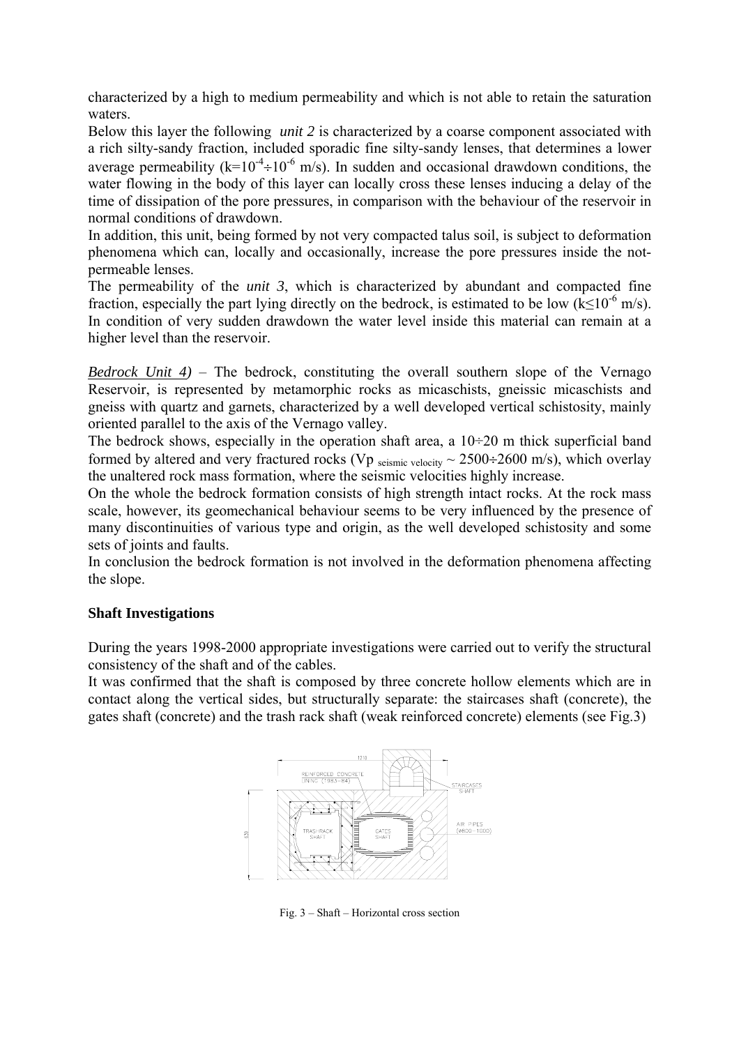characterized by a high to medium permeability and which is not able to retain the saturation waters.

Below this layer the following *unit 2* is characterized by a coarse component associated with a rich silty-sandy fraction, included sporadic fine silty-sandy lenses, that determines a lower average permeability ($k=10^{-4}\div10^{-6}$ m/s). In sudden and occasional drawdown conditions, the water flowing in the body of this layer can locally cross these lenses inducing a delay of the time of dissipation of the pore pressures, in comparison with the behaviour of the reservoir in normal conditions of drawdown.

In addition, this unit, being formed by not very compacted talus soil, is subject to deformation phenomena which can, locally and occasionally, increase the pore pressures inside the not-permeable lenses.

The permeability of the *unit 3*, which is characterized by abundant and compacted fine fraction, especially the part lying directly on the bedrock, is estimated to be low ($k\leq10^{-6}$ m/s). In condition of very sudden drawdown the water level inside this material can remain at a higher level than the reservoir.

***Bedrock Unit 4)*** – The bedrock, constituting the overall southern slope of the Vernago Reservoir, is represented by metamorphic rocks as micaschists, gneissic micaschists and gneiss with quartz and garnets, characterized by a well developed vertical schistosity, mainly oriented parallel to the axis of the Vernago valley.

The bedrock shows, especially in the operation shaft area, a 10÷20 m thick superficial band formed by altered and very fractured rocks ($Vp_{\text{seismic velocity}} \sim 2500\div2600$ m/s), which overlay the unaltered rock mass formation, where the seismic velocities highly increase.

On the whole the bedrock formation consists of high strength intact rocks. At the rock mass scale, however, its geomechanical behaviour seems to be very influenced by the presence of many discontinuities of various type and origin, as the well developed schistosity and some sets of joints and faults.

In conclusion the bedrock formation is not involved in the deformation phenomena affecting the slope.

## Shaft Investigations

During the years 1998-2000 appropriate investigations were carried out to verify the structural consistency of the shaft and of the cables.

It was confirmed that the shaft is composed by three concrete hollow elements which are in contact along the vertical sides, but structurally separate: the staircases shaft (concrete), the gates shaft (concrete) and the trash rack shaft (weak reinforced concrete) elements (see Fig.3)

Fig. 3 – Shaft – Horizontal cross section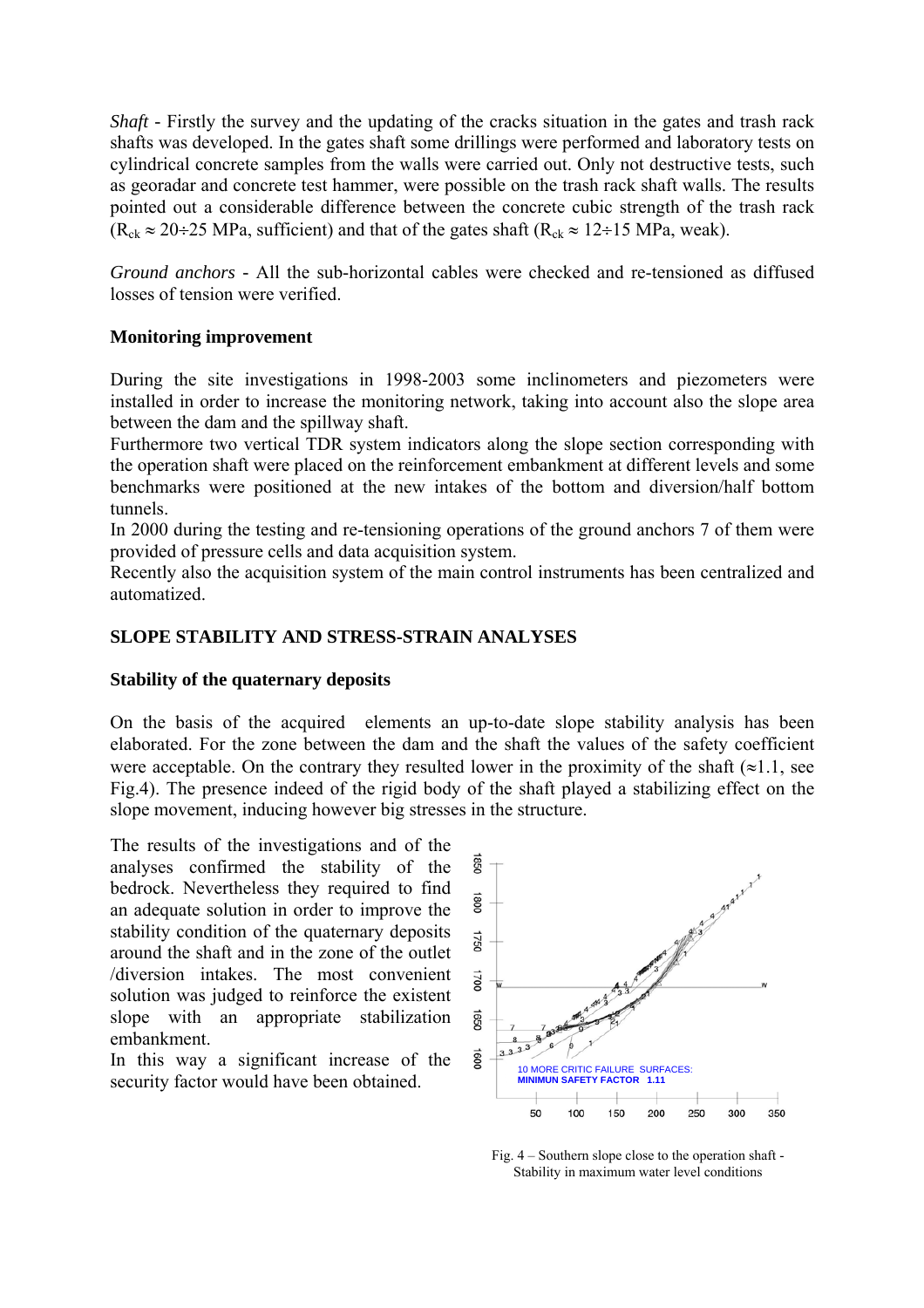*Shaft* - Firstly the survey and the updating of the cracks situation in the gates and trash rack shafts was developed. In the gates shaft some drillings were performed and laboratory tests on cylindrical concrete samples from the walls were carried out. Only not destructive tests, such as georadar and concrete test hammer, were possible on the trash rack shaft walls. The results pointed out a considerable difference between the concrete cubic strength of the trash rack ($R_{ck} \approx 20 \div 25$ MPa, sufficient) and that of the gates shaft ($R_{ck} \approx 12 \div 15$ MPa, weak).

*Ground anchors* - All the sub-horizontal cables were checked and re-tensioned as diffused losses of tension were verified.

### Monitoring improvement

During the site investigations in 1998-2003 some inclinometers and piezometers were installed in order to increase the monitoring network, taking into account also the slope area between the dam and the spillway shaft.

Furthermore two vertical TDR system indicators along the slope section corresponding with the operation shaft were placed on the reinforcement embankment at different levels and some benchmarks were positioned at the new intakes of the bottom and diversion/half bottom tunnels.

In 2000 during the testing and re-tensioning operations of the ground anchors 7 of them were provided of pressure cells and data acquisition system.

Recently also the acquisition system of the main control instruments has been centralized and automatized.

## SLOPE STABILITY AND STRESS-STRAIN ANALYSES

### Stability of the quaternary deposits

On the basis of the acquired elements an up-to-date slope stability analysis has been elaborated. For the zone between the dam and the shaft the values of the safety coefficient were acceptable. On the contrary they resulted lower in the proximity of the shaft (≈1.1, see Fig.4). The presence indeed of the rigid body of the shaft played a stabilizing effect on the slope movement, inducing however big stresses in the structure.

The results of the investigations and of the analyses confirmed the stability of the bedrock. Nevertheless they required to find an adequate solution in order to improve the stability condition of the quaternary deposits around the shaft and in the zone of the outlet /diversion intakes. The most convenient solution was judged to reinforce the existent slope with an appropriate stabilization embankment.

In this way a significant increase of the security factor would have been obtained.

Fig. 4 – Southern slope close to the operation shaft - Stability in maximum water level conditions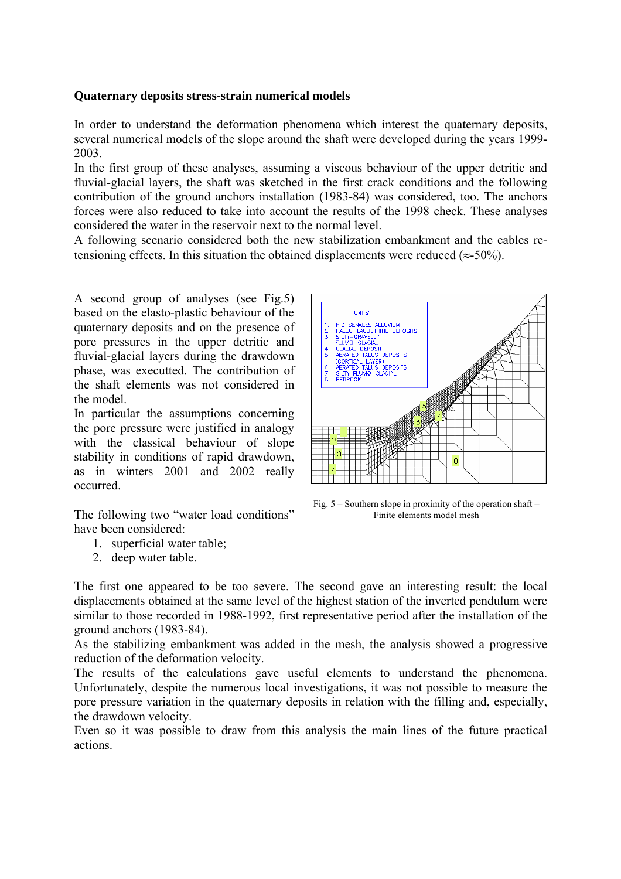**Quaternary deposits stress-strain numerical models**

In order to understand the deformation phenomena which interest the quaternary deposits, several numerical models of the slope around the shaft were developed during the years 1999-2003.

In the first group of these analyses, assuming a viscous behaviour of the upper detritic and fluvial-glacial layers, the shaft was sketched in the first crack conditions and the following contribution of the ground anchors installation (1983-84) was considered, too. The anchors forces were also reduced to take into account the results of the 1998 check. These analyses considered the water in the reservoir next to the normal level.

A following scenario considered both the new stabilization embankment and the cables re-tensioning effects. In this situation the obtained displacements were reduced (≈-50%).

A second group of analyses (see Fig.5) based on the elasto-plastic behaviour of the quaternary deposits and on the presence of pore pressures in the upper detritic and fluvial-glacial layers during the drawdown phase, was executted. The contribution of the shaft elements was not considered in the model.

In particular the assumptions concerning the pore pressure were justified in analogy with the classical behaviour of slope stability in conditions of rapid drawdown, as in winters 2001 and 2002 really occurred.

Fig. 5 – Southern slope in proximity of the operation shaft – Finite elements model mesh

The following two "water load conditions" have been considered:

1. superficial water table;
2. deep water table.

The first one appeared to be too severe. The second gave an interesting result: the local displacements obtained at the same level of the highest station of the inverted pendulum were similar to those recorded in 1988-1992, first representative period after the installation of the ground anchors (1983-84).

As the stabilizing embankment was added in the mesh, the analysis showed a progressive reduction of the deformation velocity.

The results of the calculations gave useful elements to understand the phenomena. Unfortunately, despite the numerous local investigations, it was not possible to measure the pore pressure variation in the quaternary deposits in relation with the filling and, especially, the drawdown velocity.

Even so it was possible to draw from this analysis the main lines of the future practical actions.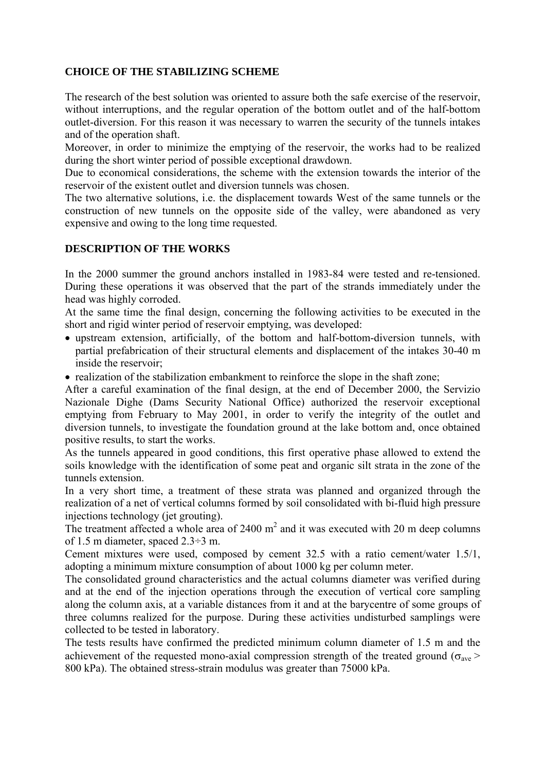## CHOICE OF THE STABILIZING SCHEME

The research of the best solution was oriented to assure both the safe exercise of the reservoir, without interruptions, and the regular operation of the bottom outlet and of the half-bottom outlet-diversion. For this reason it was necessary to warren the security of the tunnels intakes and of the operation shaft.

Moreover, in order to minimize the emptying of the reservoir, the works had to be realized during the short winter period of possible exceptional drawdown.

Due to economical considerations, the scheme with the extension towards the interior of the reservoir of the existent outlet and diversion tunnels was chosen.

The two alternative solutions, i.e. the displacement towards West of the same tunnels or the construction of new tunnels on the opposite side of the valley, were abandoned as very expensive and owing to the long time requested.

## DESCRIPTION OF THE WORKS

In the 2000 summer the ground anchors installed in 1983-84 were tested and re-tensioned. During these operations it was observed that the part of the strands immediately under the head was highly corroded.

At the same time the final design, concerning the following activities to be executed in the short and rigid winter period of reservoir emptying, was developed:

- upstream extension, artificially, of the bottom and half-bottom-diversion tunnels, with partial prefabrication of their structural elements and displacement of the intakes 30-40 m inside the reservoir;
- realization of the stabilization embankment to reinforce the slope in the shaft zone;

After a careful examination of the final design, at the end of December 2000, the Servizio Nazionale Dighe (Dams Security National Office) authorized the reservoir exceptional emptying from February to May 2001, in order to verify the integrity of the outlet and diversion tunnels, to investigate the foundation ground at the lake bottom and, once obtained positive results, to start the works.

As the tunnels appeared in good conditions, this first operative phase allowed to extend the soils knowledge with the identification of some peat and organic silt strata in the zone of the tunnels extension.

In a very short time, a treatment of these strata was planned and organized through the realization of a net of vertical columns formed by soil consolidated with bi-fluid high pressure injections technology (jet grouting).

The treatment affected a whole area of 2400 m$^2$ and it was executed with 20 m deep columns of 1.5 m diameter, spaced 2.3÷3 m.

Cement mixtures were used, composed by cement 32.5 with a ratio cement/water 1.5/1, adopting a minimum mixture consumption of about 1000 kg per column meter.

The consolidated ground characteristics and the actual columns diameter was verified during and at the end of the injection operations through the execution of vertical core sampling along the column axis, at a variable distances from it and at the barycentre of some groups of three columns realized for the purpose. During these activities undisturbed samplings were collected to be tested in laboratory.

The tests results have confirmed the predicted minimum column diameter of 1.5 m and the achievement of the requested mono-axial compression strength of the treated ground ($\sigma_{ave}$ > 800 kPa). The obtained stress-strain modulus was greater than 75000 kPa.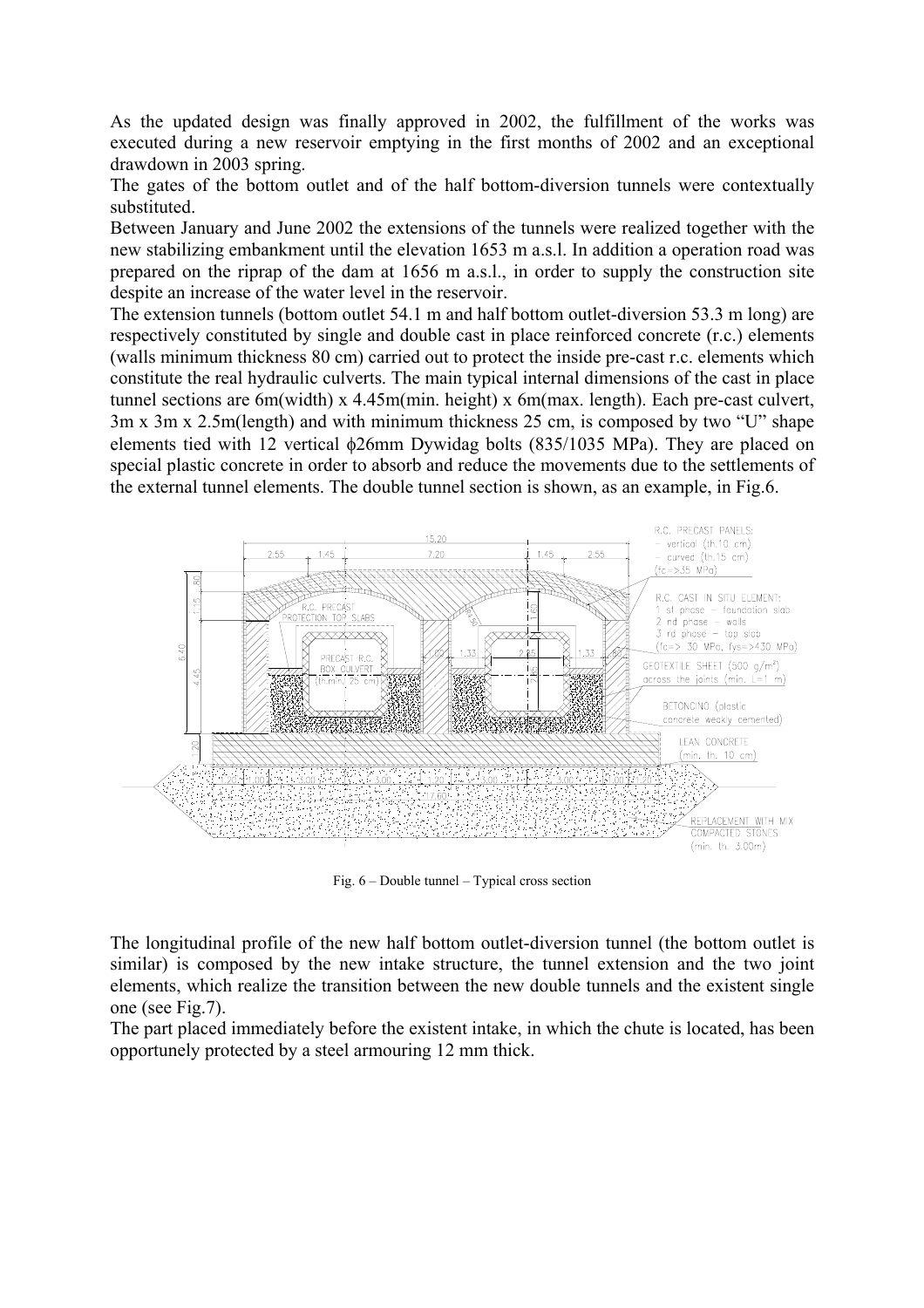As the updated design was finally approved in 2002, the fulfillment of the works was executed during a new reservoir emptying in the first months of 2002 and an exceptional drawdown in 2003 spring.

The gates of the bottom outlet and of the half bottom-diversion tunnels were contextually substituted.

Between January and June 2002 the extensions of the tunnels were realized together with the new stabilizing embankment until the elevation 1653 m a.s.l. In addition a operation road was prepared on the riprap of the dam at 1656 m a.s.l., in order to supply the construction site despite an increase of the water level in the reservoir.

The extension tunnels (bottom outlet 54.1 m and half bottom outlet-diversion 53.3 m long) are respectively constituted by single and double cast in place reinforced concrete (r.c.) elements (walls minimum thickness 80 cm) carried out to protect the inside pre-cast r.c. elements which constitute the real hydraulic culverts. The main typical internal dimensions of the cast in place tunnel sections are 6m(width) x 4.45m(min. height) x 6m(max. length). Each pre-cast culvert, 3m x 3m x 2.5m(length) and with minimum thickness 25 cm, is composed by two "U" shape elements tied with 12 vertical ϕ26mm Dywidag bolts (835/1035 MPa). They are placed on special plastic concrete in order to absorb and reduce the movements due to the settlements of the external tunnel elements. The double tunnel section is shown, as an example, in Fig.6.

Fig. 6 – Double tunnel – Typical cross section

The longitudinal profile of the new half bottom outlet-diversion tunnel (the bottom outlet is similar) is composed by the new intake structure, the tunnel extension and the two joint elements, which realize the transition between the new double tunnels and the existent single one (see Fig.7).

The part placed immediately before the existent intake, in which the chute is located, has been opportunely protected by a steel armouring 12 mm thick.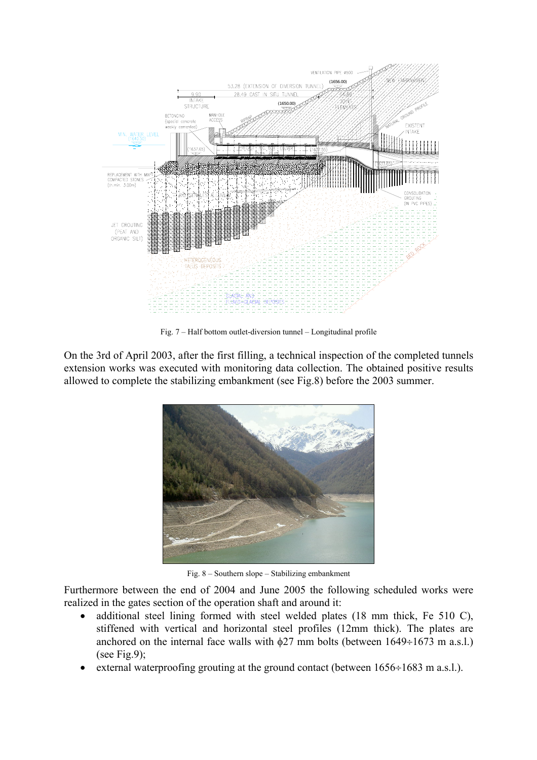Fig. 7 – Half bottom outlet-diversion tunnel – Longitudinal profile

On the 3rd of April 2003, after the first filling, a technical inspection of the completed tunnels extension works was executed with monitoring data collection. The obtained positive results allowed to complete the stabilizing embankment (see Fig.8) before the 2003 summer.

Fig. 8 – Southern slope – Stabilizing embankment

Furthermore between the end of 2004 and June 2005 the following scheduled works were realized in the gates section of the operation shaft and around it:

- additional steel lining formed with steel welded plates (18 mm thick, Fe 510 C), stiffened with vertical and horizontal steel profiles (12mm thick). The plates are anchored on the internal face walls with ϕ27 mm bolts (between 1649÷1673 m a.s.l.) (see Fig.9);
- external waterproofing grouting at the ground contact (between 1656÷1683 m a.s.l.).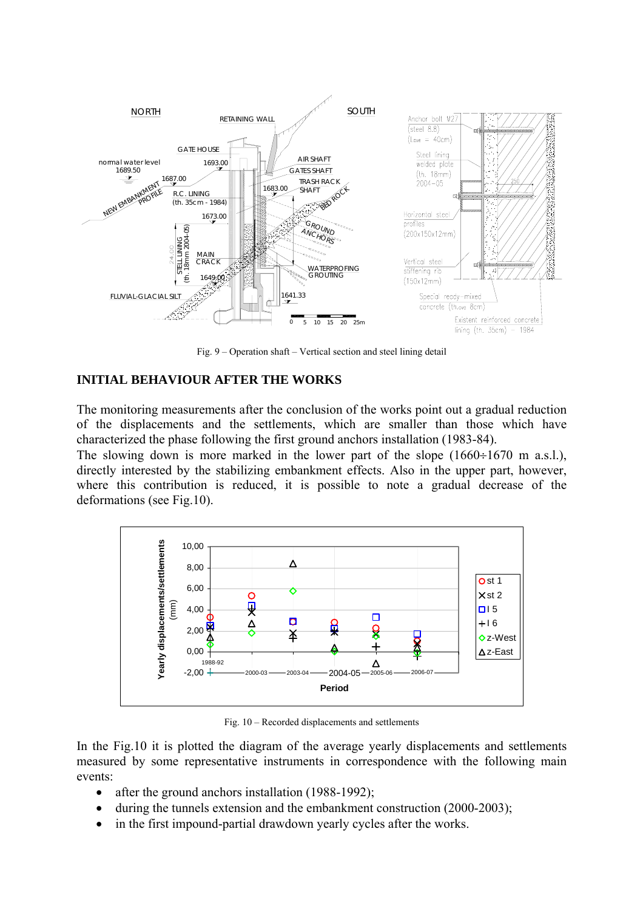Fig. 9 – Operation shaft – Vertical section and steel lining detail

## INITIAL BEHAVIOUR AFTER THE WORKS

The monitoring measurements after the conclusion of the works point out a gradual reduction of the displacements and the settlements, which are smaller than those which have characterized the phase following the first ground anchors installation (1983-84).
The slowing down is more marked in the lower part of the slope (1660÷1670 m a.s.l.), directly interested by the stabilizing embankment effects. Also in the upper part, however, where this contribution is reduced, it is possible to note a gradual decrease of the deformations (see Fig.10).

Fig. 10 – Recorded displacements and settlements

In the Fig.10 it is plotted the diagram of the average yearly displacements and settlements measured by some representative instruments in correspondence with the following main events:

- after the ground anchors installation (1988-1992);
- during the tunnels extension and the embankment construction (2000-2003);
- in the first impound-partial drawdown yearly cycles after the works.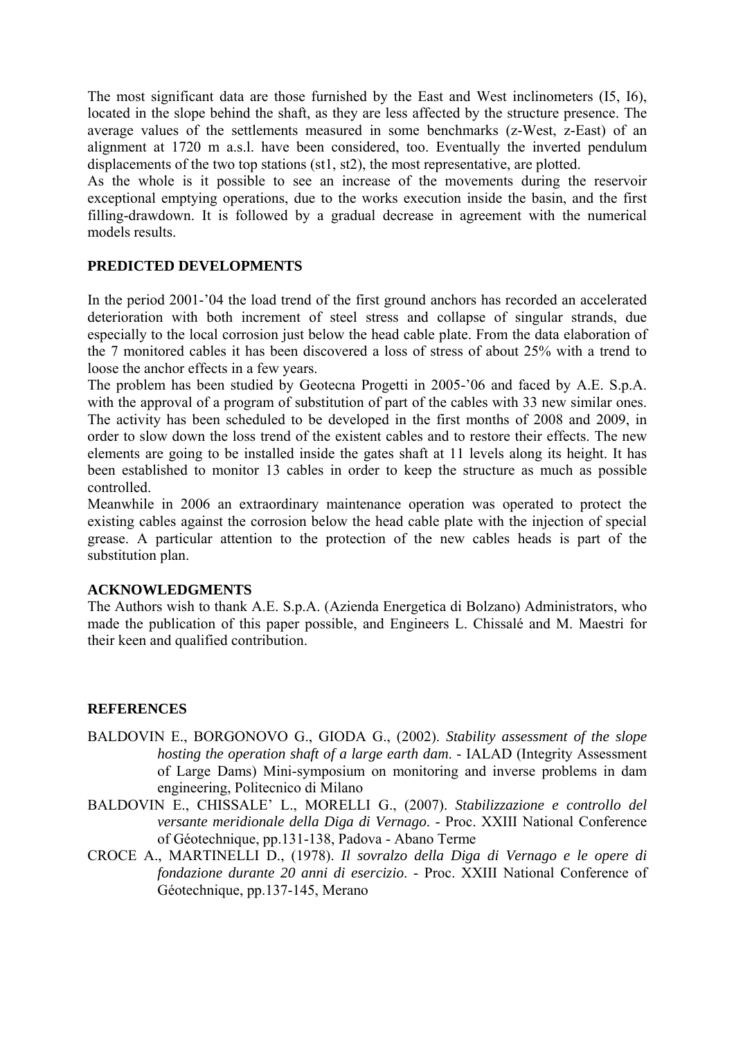The most significant data are those furnished by the East and West inclinometers (I5, I6), located in the slope behind the shaft, as they are less affected by the structure presence. The average values of the settlements measured in some benchmarks (z-West, z-East) of an alignment at 1720 m a.s.l. have been considered, too. Eventually the inverted pendulum displacements of the two top stations (st1, st2), the most representative, are plotted.

As the whole is it possible to see an increase of the movements during the reservoir exceptional emptying operations, due to the works execution inside the basin, and the first filling-drawdown. It is followed by a gradual decrease in agreement with the numerical models results.

## PREDICTED DEVELOPMENTS

In the period 2001-'04 the load trend of the first ground anchors has recorded an accelerated deterioration with both increment of steel stress and collapse of singular strands, due especially to the local corrosion just below the head cable plate. From the data elaboration of the 7 monitored cables it has been discovered a loss of stress of about 25% with a trend to loose the anchor effects in a few years.

The problem has been studied by Geotecna Progetti in 2005-'06 and faced by A.E. S.p.A. with the approval of a program of substitution of part of the cables with 33 new similar ones. The activity has been scheduled to be developed in the first months of 2008 and 2009, in order to slow down the loss trend of the existent cables and to restore their effects. The new elements are going to be installed inside the gates shaft at 11 levels along its height. It has been established to monitor 13 cables in order to keep the structure as much as possible controlled.

Meanwhile in 2006 an extraordinary maintenance operation was operated to protect the existing cables against the corrosion below the head cable plate with the injection of special grease. A particular attention to the protection of the new cables heads is part of the substitution plan.

## ACKNOWLEDGMENTS

The Authors wish to thank A.E. S.p.A. (Azienda Energetica di Bolzano) Administrators, who made the publication of this paper possible, and Engineers L. Chissalé and M. Maestri for their keen and qualified contribution.

## REFERENCES

BALDOVIN E., BORGONOVO G., GIODA G., (2002). *Stability assessment of the slope hosting the operation shaft of a large earth dam*. - IALAD (Integrity Assessment of Large Dams) Mini-symposium on monitoring and inverse problems in dam engineering, Politecnico di Milano

BALDOVIN E., CHISSALE' L., MORELLI G., (2007). *Stabilizzazione e controllo del versante meridionale della Diga di Vernago*. - Proc. XXIII National Conference of Géotechnique, pp.131-138, Padova - Abano Terme

CROCE A., MARTINELLI D., (1978). *Il sovralzo della Diga di Vernago e le opere di fondazione durante 20 anni di esercizio*. - Proc. XXIII National Conference of Géotechnique, pp.137-145, Merano